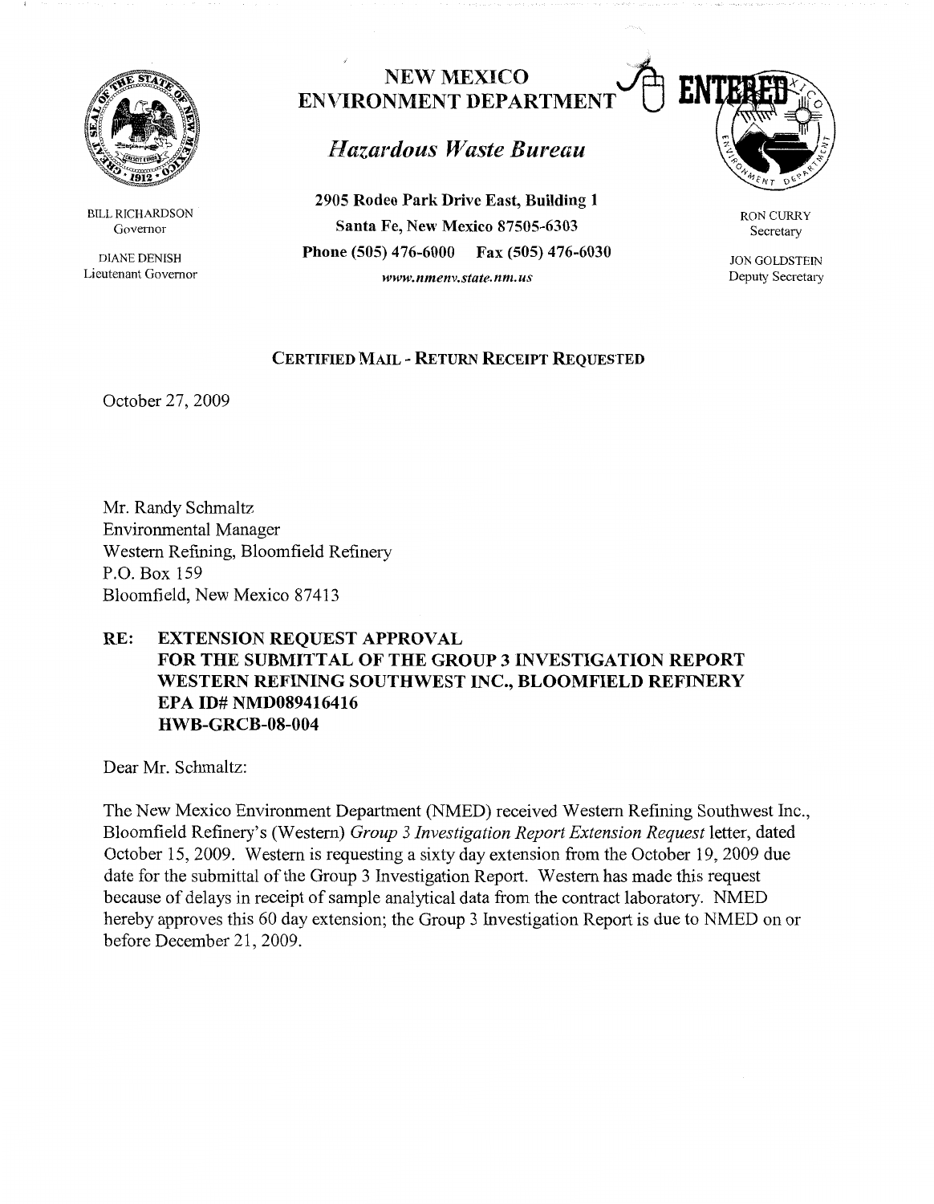# NEW MEXICO ENVIRONMENT DEPARTMENT

## *Hazardous Waste Bureau*

**2905 Rodeo Park Drive East, Building 1**
**Santa Fe, New Mexico 87505-6303**
**Phone (505) 476-6000 Fax (505) 476-6030**
*www.nmenv.state.nm.us*

BILL RICHARDSON
Governor

DIANE DENISH
Lieutenant Governor

RON CURRY
Secretary

JON GOLDSTEIN
Deputy Secretary

ENTERED

**CERTIFIED MAIL - RETURN RECEIPT REQUESTED**

October 27, 2009

Mr. Randy Schmaltz
Environmental Manager
Western Refining, Bloomfield Refinery
P.O. Box 159
Bloomfield, New Mexico 87413

**RE: EXTENSION REQUEST APPROVAL**
**FOR THE SUBMITTAL OF THE GROUP 3 INVESTIGATION REPORT**
**WESTERN REFINING SOUTHWEST INC., BLOOMFIELD REFINERY**
**EPA ID# NMD089416416**
**HWB-GRCB-08-004**

Dear Mr. Schmaltz:

The New Mexico Environment Department (NMED) received Western Refining Southwest Inc., Bloomfield Refinery's (Western) *Group 3 Investigation Report Extension Request* letter, dated October 15, 2009. Western is requesting a sixty day extension from the October 19, 2009 due date for the submittal of the Group 3 Investigation Report. Western has made this request because of delays in receipt of sample analytical data from the contract laboratory. NMED hereby approves this 60 day extension; the Group 3 Investigation Report is due to NMED on or before December 21, 2009.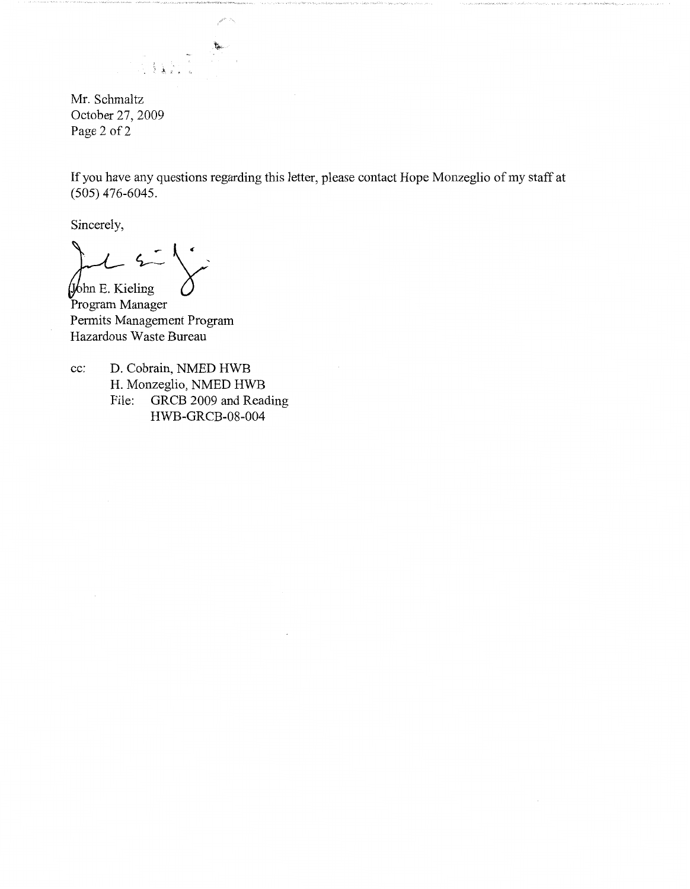Mr. Schmaltz
October 27, 2009

If you have any questions regarding this letter, please contact Hope Monzeglio of my staff at (505) 476-6045.

Sincerely,

John E. Kieling
Program Manager
Permits Management Program
Hazardous Waste Bureau

cc: D. Cobrain, NMED HWB
H. Monzeglio, NMED HWB
File: GRCB 2009 and Reading
HWB-GRCB-08-004